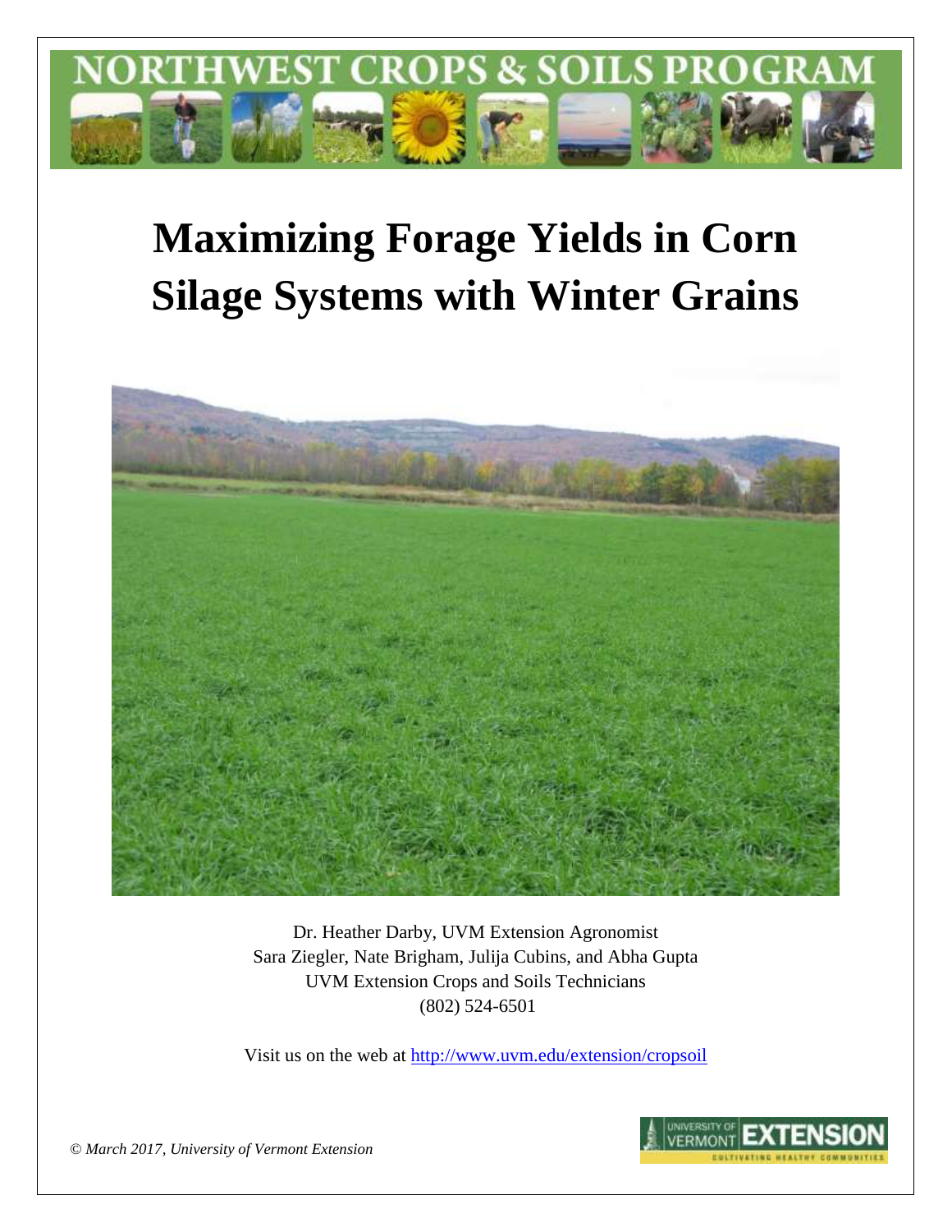# NORTHWEST CROPS & SOILS PROGRAM

# Maximizing Forage Yields in Corn Silage Systems with Winter Grains

Dr. Heather Darby, UVM Extension Agronomist
Sara Ziegler, Nate Brigham, Julija Cubins, and Abha Gupta
UVM Extension Crops and Soils Technicians
(802) 524-6501

Visit us on the web at http://www.uvm.edu/extension/cropsoil

*© March 2017, University of Vermont Extension*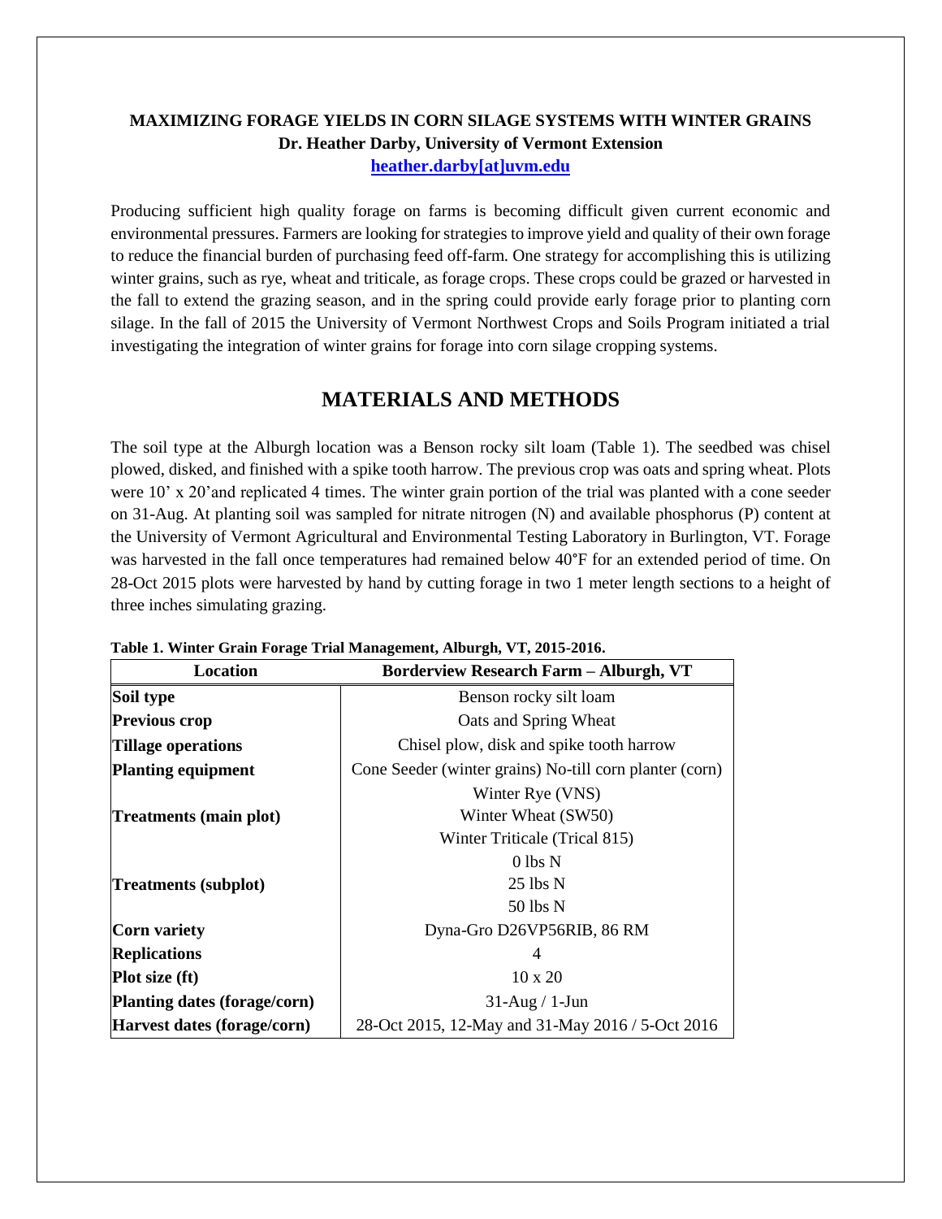**MAXIMIZING FORAGE YIELDS IN CORN SILAGE SYSTEMS WITH WINTER GRAINS**
**Dr. Heather Darby, University of Vermont Extension**
**heather.darby[at]uvm.edu**

Producing sufficient high quality forage on farms is becoming difficult given current economic and environmental pressures. Farmers are looking for strategies to improve yield and quality of their own forage to reduce the financial burden of purchasing feed off-farm. One strategy for accomplishing this is utilizing winter grains, such as rye, wheat and triticale, as forage crops. These crops could be grazed or harvested in the fall to extend the grazing season, and in the spring could provide early forage prior to planting corn silage. In the fall of 2015 the University of Vermont Northwest Crops and Soils Program initiated a trial investigating the integration of winter grains for forage into corn silage cropping systems.

# MATERIALS AND METHODS

The soil type at the Alburgh location was a Benson rocky silt loam (Table 1). The seedbed was chisel plowed, disked, and finished with a spike tooth harrow. The previous crop was oats and spring wheat. Plots were 10' x 20'and replicated 4 times. The winter grain portion of the trial was planted with a cone seeder on 31-Aug. At planting soil was sampled for nitrate nitrogen (N) and available phosphorus (P) content at the University of Vermont Agricultural and Environmental Testing Laboratory in Burlington, VT. Forage was harvested in the fall once temperatures had remained below 40°F for an extended period of time. On 28-Oct 2015 plots were harvested by hand by cutting forage in two 1 meter length sections to a height of three inches simulating grazing.

**Table 1. Winter Grain Forage Trial Management, Alburgh, VT, 2015-2016.**

| Location | Borderview Research Farm – Alburgh, VT |
|---|---|
| **Soil type** | Benson rocky silt loam |
| **Previous crop** | Oats and Spring Wheat |
| **Tillage operations** | Chisel plow, disk and spike tooth harrow |
| **Planting equipment** | Cone Seeder (winter grains) No-till corn planter (corn) |
| **Treatments (main plot)** | Winter Rye (VNS)<br>Winter Wheat (SW50)<br>Winter Triticale (Trical 815) |
| **Treatments (subplot)** | 0 lbs N<br>25 lbs N<br>50 lbs N |
| **Corn variety** | Dyna-Gro D26VP56RIB, 86 RM |
| **Replications** | 4 |
| **Plot size (ft)** | 10 x 20 |
| **Planting dates (forage/corn)** | 31-Aug / 1-Jun |
| **Harvest dates (forage/corn)** | 28-Oct 2015, 12-May and 31-May 2016 / 5-Oct 2016 |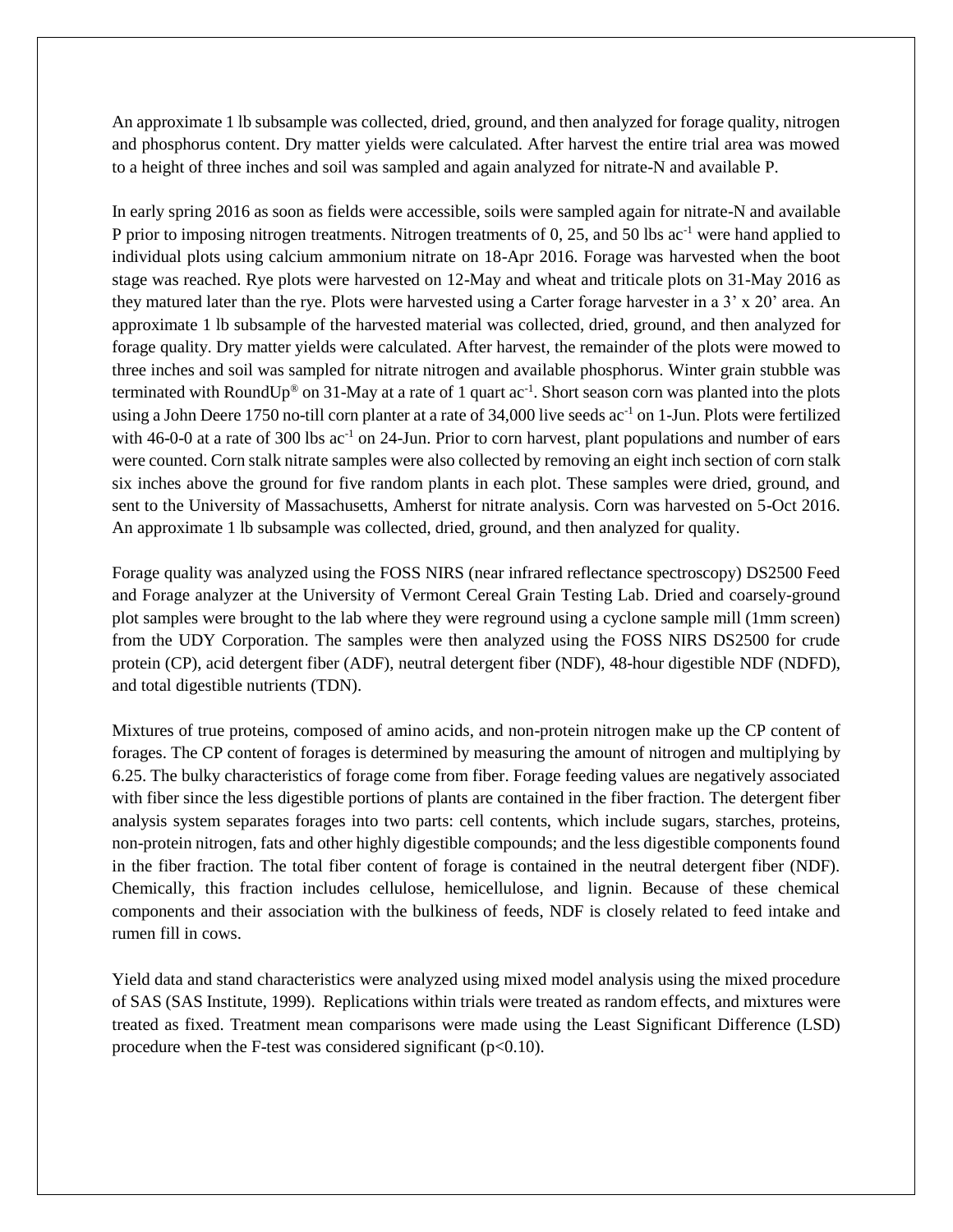An approximate 1 lb subsample was collected, dried, ground, and then analyzed for forage quality, nitrogen and phosphorus content. Dry matter yields were calculated. After harvest the entire trial area was mowed to a height of three inches and soil was sampled and again analyzed for nitrate-N and available P.

In early spring 2016 as soon as fields were accessible, soils were sampled again for nitrate-N and available P prior to imposing nitrogen treatments. Nitrogen treatments of 0, 25, and 50 lbs ac$^{-1}$ were hand applied to individual plots using calcium ammonium nitrate on 18-Apr 2016. Forage was harvested when the boot stage was reached. Rye plots were harvested on 12-May and wheat and triticale plots on 31-May 2016 as they matured later than the rye. Plots were harvested using a Carter forage harvester in a 3' x 20' area. An approximate 1 lb subsample of the harvested material was collected, dried, ground, and then analyzed for forage quality. Dry matter yields were calculated. After harvest, the remainder of the plots were mowed to three inches and soil was sampled for nitrate nitrogen and available phosphorus. Winter grain stubble was terminated with RoundUp® on 31-May at a rate of 1 quart ac$^{-1}$. Short season corn was planted into the plots using a John Deere 1750 no-till corn planter at a rate of 34,000 live seeds ac$^{-1}$ on 1-Jun. Plots were fertilized with 46-0-0 at a rate of 300 lbs ac$^{-1}$ on 24-Jun. Prior to corn harvest, plant populations and number of ears were counted. Corn stalk nitrate samples were also collected by removing an eight inch section of corn stalk six inches above the ground for five random plants in each plot. These samples were dried, ground, and sent to the University of Massachusetts, Amherst for nitrate analysis. Corn was harvested on 5-Oct 2016. An approximate 1 lb subsample was collected, dried, ground, and then analyzed for quality.

Forage quality was analyzed using the FOSS NIRS (near infrared reflectance spectroscopy) DS2500 Feed and Forage analyzer at the University of Vermont Cereal Grain Testing Lab. Dried and coarsely-ground plot samples were brought to the lab where they were reground using a cyclone sample mill (1mm screen) from the UDY Corporation. The samples were then analyzed using the FOSS NIRS DS2500 for crude protein (CP), acid detergent fiber (ADF), neutral detergent fiber (NDF), 48-hour digestible NDF (NDFD), and total digestible nutrients (TDN).

Mixtures of true proteins, composed of amino acids, and non-protein nitrogen make up the CP content of forages. The CP content of forages is determined by measuring the amount of nitrogen and multiplying by 6.25. The bulky characteristics of forage come from fiber. Forage feeding values are negatively associated with fiber since the less digestible portions of plants are contained in the fiber fraction. The detergent fiber analysis system separates forages into two parts: cell contents, which include sugars, starches, proteins, non-protein nitrogen, fats and other highly digestible compounds; and the less digestible components found in the fiber fraction. The total fiber content of forage is contained in the neutral detergent fiber (NDF). Chemically, this fraction includes cellulose, hemicellulose, and lignin. Because of these chemical components and their association with the bulkiness of feeds, NDF is closely related to feed intake and rumen fill in cows.

Yield data and stand characteristics were analyzed using mixed model analysis using the mixed procedure of SAS (SAS Institute, 1999). Replications within trials were treated as random effects, and mixtures were treated as fixed. Treatment mean comparisons were made using the Least Significant Difference (LSD) procedure when the F-test was considered significant ($p<0.10$).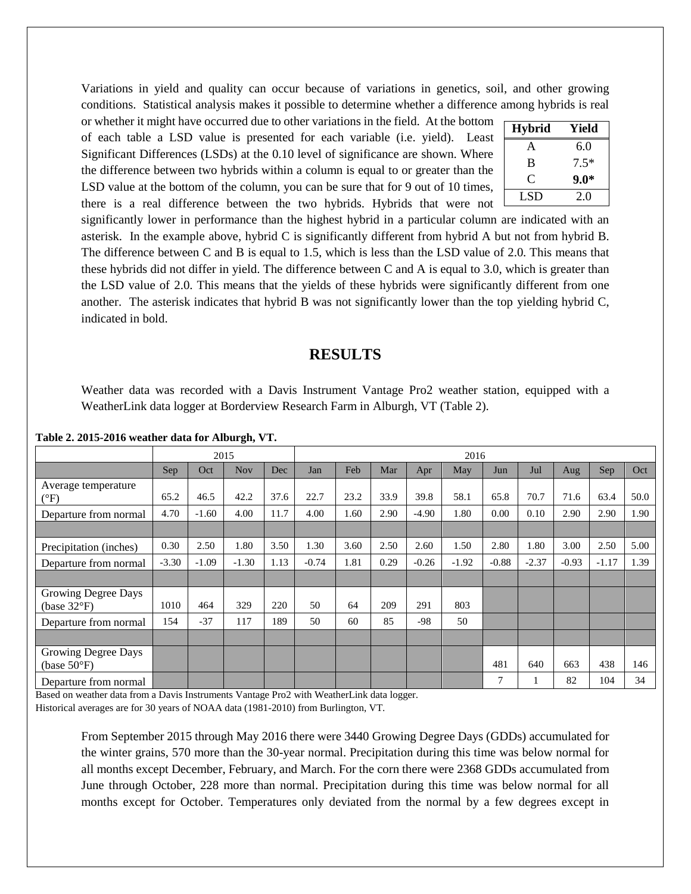Variations in yield and quality can occur because of variations in genetics, soil, and other growing conditions. Statistical analysis makes it possible to determine whether a difference among hybrids is real or whether it might have occurred due to other variations in the field. At the bottom of each table a LSD value is presented for each variable (i.e. yield). Least Significant Differences (LSDs) at the 0.10 level of significance are shown. Where the difference between two hybrids within a column is equal to or greater than the LSD value at the bottom of the column, you can be sure that for 9 out of 10 times, there is a real difference between the two hybrids. Hybrids that were not significantly lower in performance than the highest hybrid in a particular column are indicated with an asterisk. In the example above, hybrid C is significantly different from hybrid A but not from hybrid B. The difference between C and B is equal to 1.5, which is less than the LSD value of 2.0. This means that these hybrids did not differ in yield. The difference between C and A is equal to 3.0, which is greater than the LSD value of 2.0. This means that the yields of these hybrids were significantly different from one another. The asterisk indicates that hybrid B was not significantly lower than the top yielding hybrid C, indicated in bold.

| Hybrid | Yield |
|---|---|
| A | 6.0 |
| B | 7.5* |
| C | **9.0*** |
| LSD | 2.0 |

## RESULTS

Weather data was recorded with a Davis Instrument Vantage Pro2 weather station, equipped with a WeatherLink data logger at Borderview Research Farm in Alburgh, VT (Table 2).

**Table 2. 2015-2016 weather data for Alburgh, VT.**

| | 2015 | | | | 2016 | | | | | | | | | |
|---|---|---|---|---|---|---|---|---|---|---|---|---|---|---|
| | Sep | Oct | Nov | Dec | Jan | Feb | Mar | Apr | May | Jun | Jul | Aug | Sep | Oct |
| Average temperature (°F) | 65.2 | 46.5 | 42.2 | 37.6 | 22.7 | 23.2 | 33.9 | 39.8 | 58.1 | 65.8 | 70.7 | 71.6 | 63.4 | 50.0 |
| Departure from normal | 4.70 | -1.60 | 4.00 | 11.7 | 4.00 | 1.60 | 2.90 | -4.90 | 1.80 | 0.00 | 0.10 | 2.90 | 2.90 | 1.90 |
| | | | | | | | | | | | | | | |
| Precipitation (inches) | 0.30 | 2.50 | 1.80 | 3.50 | 1.30 | 3.60 | 2.50 | 2.60 | 1.50 | 2.80 | 1.80 | 3.00 | 2.50 | 5.00 |
| Departure from normal | -3.30 | -1.09 | -1.30 | 1.13 | -0.74 | 1.81 | 0.29 | -0.26 | -1.92 | -0.88 | -2.37 | -0.93 | -1.17 | 1.39 |
| | | | | | | | | | | | | | | |
| Growing Degree Days (base 32°F) | 1010 | 464 | 329 | 220 | 50 | 64 | 209 | 291 | 803 | | | | | |
| Departure from normal | 154 | -37 | 117 | 189 | 50 | 60 | 85 | -98 | 50 | | | | | |
| | | | | | | | | | | | | | | |
| Growing Degree Days (base 50°F) | | | | | | | | | | 481 | 640 | 663 | 438 | 146 |
| Departure from normal | | | | | | | | | | 7 | 1 | 82 | 104 | 34 |

Based on weather data from a Davis Instruments Vantage Pro2 with WeatherLink data logger.
Historical averages are for 30 years of NOAA data (1981-2010) from Burlington, VT.

From September 2015 through May 2016 there were 3440 Growing Degree Days (GDDs) accumulated for the winter grains, 570 more than the 30-year normal. Precipitation during this time was below normal for all months except December, February, and March. For the corn there were 2368 GDDs accumulated from June through October, 228 more than normal. Precipitation during this time was below normal for all months except for October. Temperatures only deviated from the normal by a few degrees except in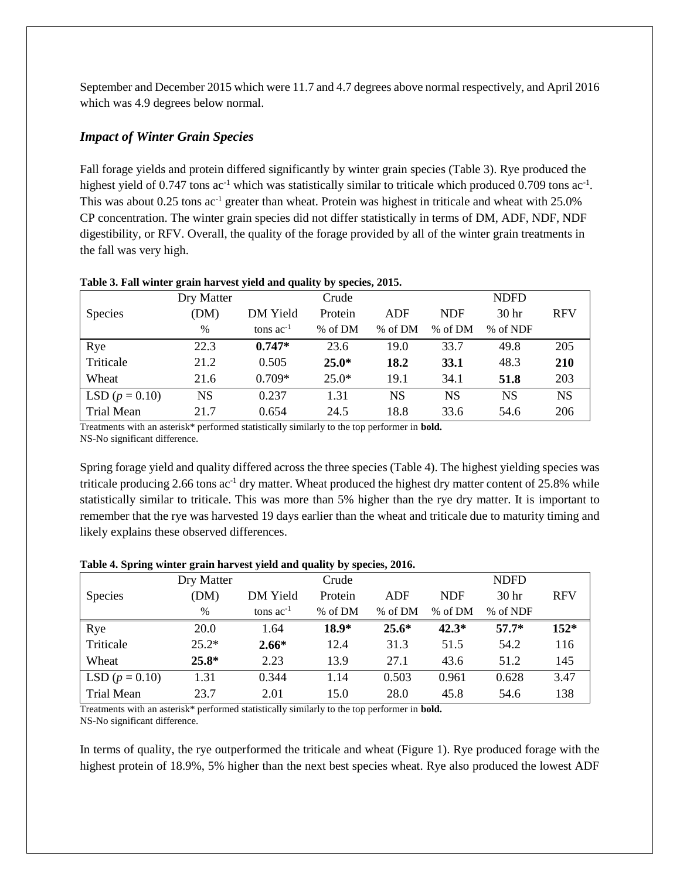September and December 2015 which were 11.7 and 4.7 degrees above normal respectively, and April 2016 which was 4.9 degrees below normal.

### *Impact of Winter Grain Species*

Fall forage yields and protein differed significantly by winter grain species (Table 3). Rye produced the highest yield of 0.747 tons ac$^{-1}$ which was statistically similar to triticale which produced 0.709 tons ac$^{-1}$. This was about 0.25 tons ac$^{-1}$ greater than wheat. Protein was highest in triticale and wheat with 25.0% CP concentration. The winter grain species did not differ statistically in terms of DM, ADF, NDF, NDF digestibility, or RFV. Overall, the quality of the forage provided by all of the winter grain treatments in the fall was very high.

**Table 3. Fall winter grain harvest yield and quality by species, 2015.**

| Species | Dry Matter (DM) | DM Yield | Crude Protein | ADF | NDF | NDFD 30 hr | RFV |
|---|---|---|---|---|---|---|---|
| | % | tons ac$^{-1}$ | % of DM | % of DM | % of DM | % of NDF | |
| Rye | 22.3 | **0.747*** | 23.6 | 19.0 | 33.7 | 49.8 | 205 |
| Triticale | 21.2 | 0.505 | **25.0*** | **18.2** | **33.1** | 48.3 | **210** |
| Wheat | 21.6 | 0.709* | 25.0* | 19.1 | 34.1 | **51.8** | 203 |
| LSD ($p$ = 0.10) | NS | 0.237 | 1.31 | NS | NS | NS | NS |
| Trial Mean | 21.7 | 0.654 | 24.5 | 18.8 | 33.6 | 54.6 | 206 |

Treatments with an asterisk* performed statistically similarly to the top performer in **bold.**
NS-No significant difference.

Spring forage yield and quality differed across the three species (Table 4). The highest yielding species was triticale producing 2.66 tons ac$^{-1}$ dry matter. Wheat produced the highest dry matter content of 25.8% while statistically similar to triticale. This was more than 5% higher than the rye dry matter. It is important to remember that the rye was harvested 19 days earlier than the wheat and triticale due to maturity timing and likely explains these observed differences.

**Table 4. Spring winter grain harvest yield and quality by species, 2016.**

| Species | Dry Matter (DM) | DM Yield | Crude Protein | ADF | NDF | NDFD 30 hr | RFV |
|---|---|---|---|---|---|---|---|
| | % | tons ac$^{-1}$ | % of DM | % of DM | % of DM | % of NDF | |
| Rye | 20.0 | 1.64 | **18.9*** | **25.6*** | **42.3*** | **57.7*** | **152*** |
| Triticale | 25.2* | **2.66*** | 12.4 | 31.3 | 51.5 | 54.2 | 116 |
| Wheat | **25.8*** | 2.23 | 13.9 | 27.1 | 43.6 | 51.2 | 145 |
| LSD ($p$ = 0.10) | 1.31 | 0.344 | 1.14 | 0.503 | 0.961 | 0.628 | 3.47 |
| Trial Mean | 23.7 | 2.01 | 15.0 | 28.0 | 45.8 | 54.6 | 138 |

Treatments with an asterisk* performed statistically similarly to the top performer in **bold.**
NS-No significant difference.

In terms of quality, the rye outperformed the triticale and wheat (Figure 1). Rye produced forage with the highest protein of 18.9%, 5% higher than the next best species wheat. Rye also produced the lowest ADF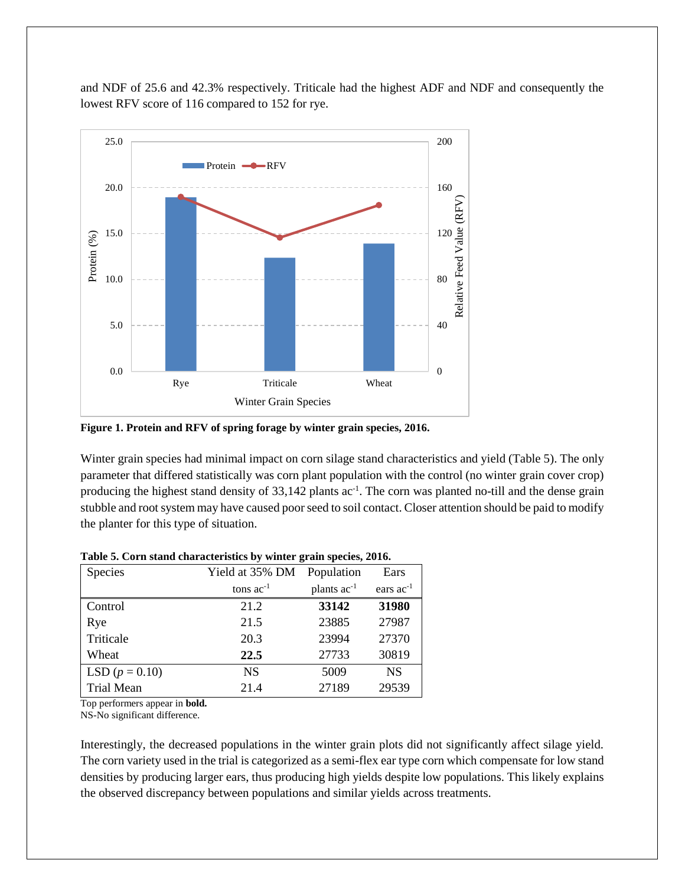and NDF of 25.6 and 42.3% respectively. Triticale had the highest ADF and NDF and consequently the lowest RFV score of 116 compared to 152 for rye.

**Figure 1. Protein and RFV of spring forage by winter grain species, 2016.**

Winter grain species had minimal impact on corn silage stand characteristics and yield (Table 5). The only parameter that differed statistically was corn plant population with the control (no winter grain cover crop) producing the highest stand density of 33,142 plants ac$^{-1}$. The corn was planted no-till and the dense grain stubble and root system may have caused poor seed to soil contact. Closer attention should be paid to modify the planter for this type of situation.

**Table 5. Corn stand characteristics by winter grain species, 2016.**

| Species | Yield at 35% DM | Population | Ears |
|---|---|---|---|
| | tons ac$^{-1}$ | plants ac$^{-1}$ | ears ac$^{-1}$ |
| Control | 21.2 | **33142** | **31980** |
| Rye | 21.5 | 23885 | 27987 |
| Triticale | 20.3 | 23994 | 27370 |
| Wheat | **22.5** | 27733 | 30819 |
| LSD ($p$ = 0.10) | NS | 5009 | NS |
| Trial Mean | 21.4 | 27189 | 29539 |

Top performers appear in **bold.**
NS-No significant difference.

Interestingly, the decreased populations in the winter grain plots did not significantly affect silage yield. The corn variety used in the trial is categorized as a semi-flex ear type corn which compensate for low stand densities by producing larger ears, thus producing high yields despite low populations. This likely explains the observed discrepancy between populations and similar yields across treatments.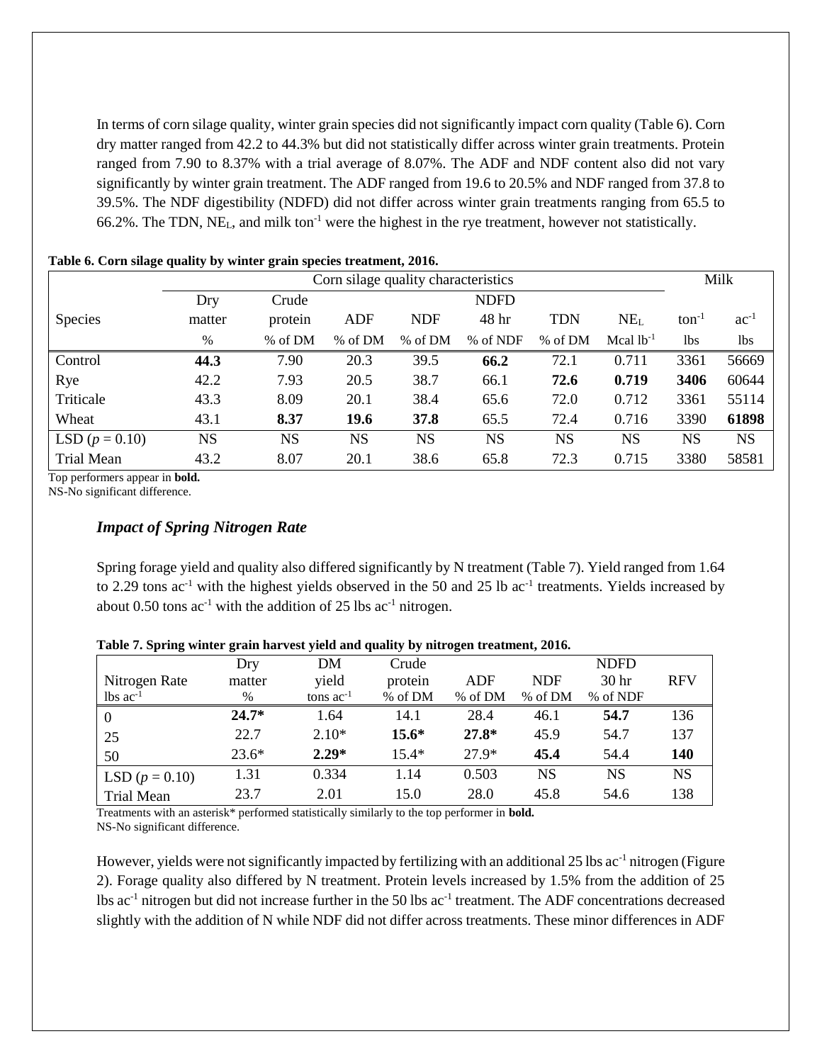In terms of corn silage quality, winter grain species did not significantly impact corn quality (Table 6). Corn dry matter ranged from 42.2 to 44.3% but did not statistically differ across winter grain treatments. Protein ranged from 7.90 to 8.37% with a trial average of 8.07%. The ADF and NDF content also did not vary significantly by winter grain treatment. The ADF ranged from 19.6 to 20.5% and NDF ranged from 37.8 to 39.5%. The NDF digestibility (NDFD) did not differ across winter grain treatments ranging from 65.5 to 66.2%. The TDN, $NE_L$, and milk $ton^{-1}$ were the highest in the rye treatment, however not statistically.

**Table 6. Corn silage quality by winter grain species treatment, 2016.**

| | Corn silage quality characteristics | | | | | | | Milk | |
|---|---|---|---|---|---|---|---|---|---|
| Species | Dry matter | Crude protein | ADF | NDF | NDFD 48 hr | TDN | $NE_L$ | $ton^{-1}$ | $ac^{-1}$ |
| | % | % of DM | % of DM | % of DM | % of NDF | % of DM | Mcal $lb^{-1}$ | lbs | lbs |
| Control | **44.3** | 7.90 | 20.3 | 39.5 | **66.2** | 72.1 | 0.711 | 3361 | 56669 |
| Rye | 42.2 | 7.93 | 20.5 | 38.7 | 66.1 | **72.6** | **0.719** | **3406** | 60644 |
| Triticale | 43.3 | 8.09 | 20.1 | 38.4 | 65.6 | 72.0 | 0.712 | 3361 | 55114 |
| Wheat | 43.1 | **8.37** | **19.6** | **37.8** | 65.5 | 72.4 | 0.716 | 3390 | **61898** |
| LSD ($p = 0.10$) | NS | NS | NS | NS | NS | NS | NS | NS | NS |
| Trial Mean | 43.2 | 8.07 | 20.1 | 38.6 | 65.8 | 72.3 | 0.715 | 3380 | 58581 |

Top performers appear in **bold.**
NS-No significant difference.

### *Impact of Spring Nitrogen Rate*

Spring forage yield and quality also differed significantly by N treatment (Table 7). Yield ranged from 1.64 to 2.29 tons $ac^{-1}$ with the highest yields observed in the 50 and 25 lb $ac^{-1}$ treatments. Yields increased by about 0.50 tons $ac^{-1}$ with the addition of 25 lbs $ac^{-1}$ nitrogen.

**Table 7. Spring winter grain harvest yield and quality by nitrogen treatment, 2016.**

| Nitrogen Rate | Dry matter | DM yield | Crude protein | ADF | NDF | NDFD 30 hr | RFV |
|---|---|---|---|---|---|---|---|
| lbs $ac^{-1}$ | % | tons $ac^{-1}$ | % of DM | % of DM | % of DM | % of NDF | |
| 0 | **24.7*** | 1.64 | 14.1 | 28.4 | 46.1 | **54.7** | 136 |
| 25 | 22.7 | 2.10* | **15.6*** | **27.8*** | 45.9 | 54.7 | 137 |
| 50 | 23.6* | **2.29*** | 15.4* | 27.9* | **45.4** | 54.4 | **140** |
| LSD ($p = 0.10$) | 1.31 | 0.334 | 1.14 | 0.503 | NS | NS | NS |
| Trial Mean | 23.7 | 2.01 | 15.0 | 28.0 | 45.8 | 54.6 | 138 |

Treatments with an asterisk* performed statistically similarly to the top performer in **bold.**
NS-No significant difference.

However, yields were not significantly impacted by fertilizing with an additional 25 lbs $ac^{-1}$ nitrogen (Figure 2). Forage quality also differed by N treatment. Protein levels increased by 1.5% from the addition of 25 lbs $ac^{-1}$ nitrogen but did not increase further in the 50 lbs $ac^{-1}$ treatment. The ADF concentrations decreased slightly with the addition of N while NDF did not differ across treatments. These minor differences in ADF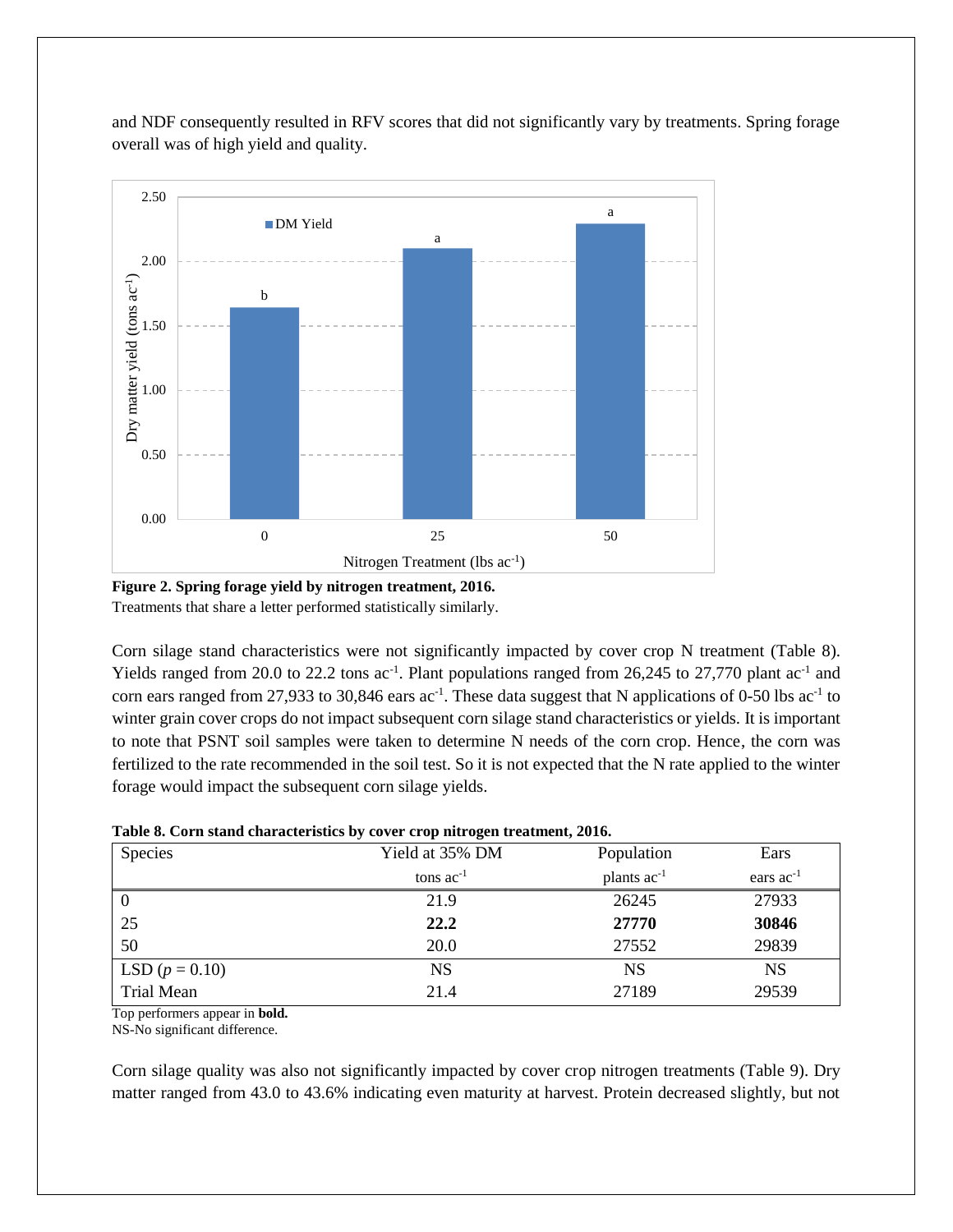and NDF consequently resulted in RFV scores that did not significantly vary by treatments. Spring forage overall was of high yield and quality.

**Figure 2. Spring forage yield by nitrogen treatment, 2016.**
Treatments that share a letter performed statistically similarly.

Corn silage stand characteristics were not significantly impacted by cover crop N treatment (Table 8). Yields ranged from 20.0 to 22.2 tons ac$^{-1}$. Plant populations ranged from 26,245 to 27,770 plant ac$^{-1}$ and corn ears ranged from 27,933 to 30,846 ears ac$^{-1}$. These data suggest that N applications of 0-50 lbs ac$^{-1}$ to winter grain cover crops do not impact subsequent corn silage stand characteristics or yields. It is important to note that PSNT soil samples were taken to determine N needs of the corn crop. Hence, the corn was fertilized to the rate recommended in the soil test. So it is not expected that the N rate applied to the winter forage would impact the subsequent corn silage yields.

**Table 8. Corn stand characteristics by cover crop nitrogen treatment, 2016.**

| Species | Yield at 35% DM | Population | Ears |
|---|---|---|---|
| | tons ac$^{-1}$ | plants ac$^{-1}$ | ears ac$^{-1}$ |
| 0 | 21.9 | 26245 | 27933 |
| 25 | **22.2** | **27770** | **30846** |
| 50 | 20.0 | 27552 | 29839 |
| LSD ($p$ = 0.10) | NS | NS | NS |
| Trial Mean | 21.4 | 27189 | 29539 |

Top performers appear in **bold.**
NS-No significant difference.

Corn silage quality was also not significantly impacted by cover crop nitrogen treatments (Table 9). Dry matter ranged from 43.0 to 43.6% indicating even maturity at harvest. Protein decreased slightly, but not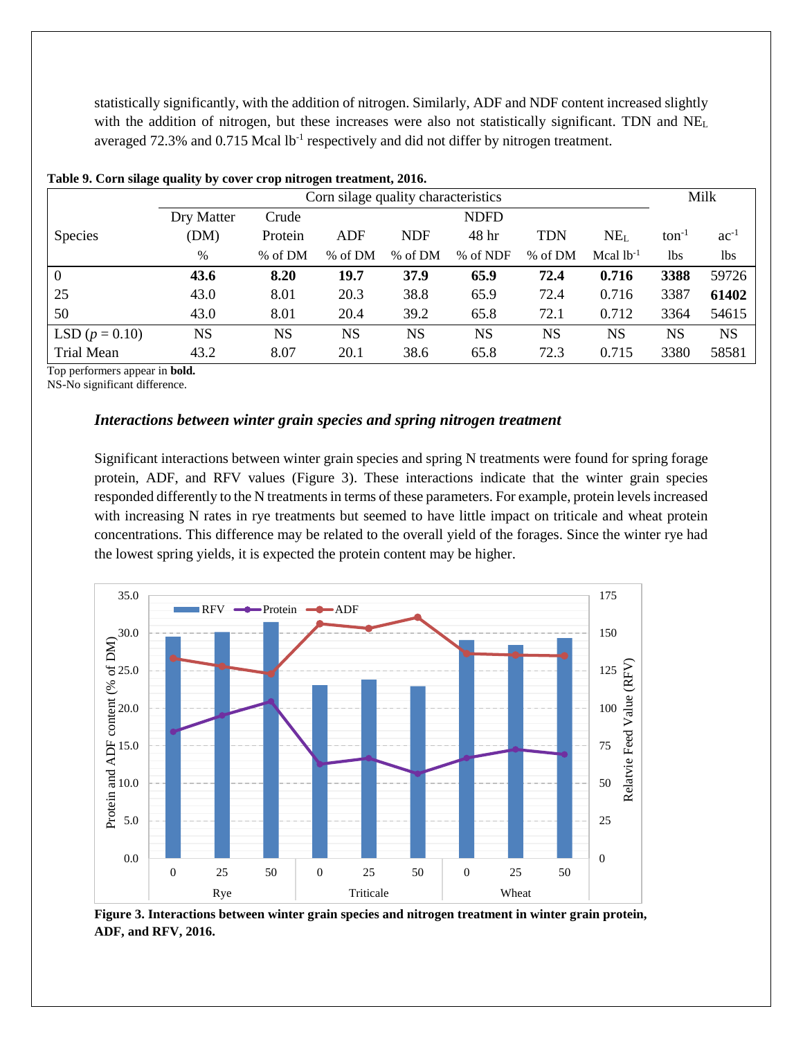statistically significantly, with the addition of nitrogen. Similarly, ADF and NDF content increased slightly with the addition of nitrogen, but these increases were also not statistically significant. TDN and $NE_L$ averaged 72.3% and 0.715 Mcal $lb^{-1}$ respectively and did not differ by nitrogen treatment.

**Table 9. Corn silage quality by cover crop nitrogen treatment, 2016.**

| | Corn silage quality characteristics | | | | | | | Milk | |
|---|---|---|---|---|---|---|---|---|---|
| Species | Dry Matter (DM) | Crude Protein | ADF | NDF | NDFD 48 hr | TDN | $NE_L$ | $ton^{-1}$ | $ac^{-1}$ |
| | % | % of DM | % of DM | % of DM | % of NDF | % of DM | Mcal $lb^{-1}$ | lbs | lbs |
| 0 | **43.6** | **8.20** | **19.7** | **37.9** | **65.9** | **72.4** | **0.716** | **3388** | 59726 |
| 25 | 43.0 | 8.01 | 20.3 | 38.8 | 65.9 | 72.4 | 0.716 | 3387 | **61402** |
| 50 | 43.0 | 8.01 | 20.4 | 39.2 | 65.8 | 72.1 | 0.712 | 3364 | 54615 |
| LSD ($p$ = 0.10) | NS | NS | NS | NS | NS | NS | NS | NS | NS |
| Trial Mean | 43.2 | 8.07 | 20.1 | 38.6 | 65.8 | 72.3 | 0.715 | 3380 | 58581 |

Top performers appear in **bold.**
NS-No significant difference.

### *Interactions between winter grain species and spring nitrogen treatment*

Significant interactions between winter grain species and spring N treatments were found for spring forage protein, ADF, and RFV values (Figure 3). These interactions indicate that the winter grain species responded differently to the N treatments in terms of these parameters. For example, protein levels increased with increasing N rates in rye treatments but seemed to have little impact on triticale and wheat protein concentrations. This difference may be related to the overall yield of the forages. Since the winter rye had the lowest spring yields, it is expected the protein content may be higher.

**Figure 3. Interactions between winter grain species and nitrogen treatment in winter grain protein, ADF, and RFV, 2016.**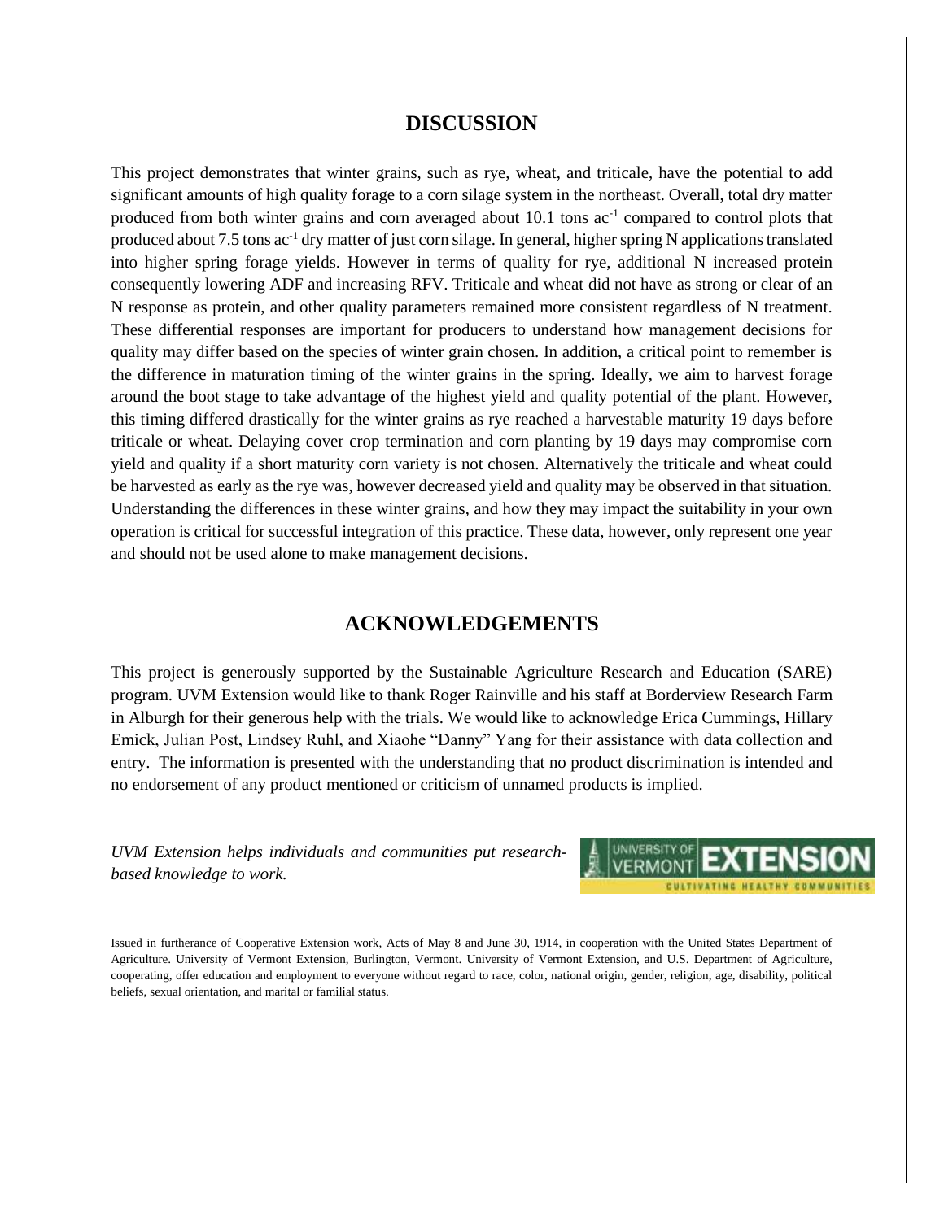## DISCUSSION

This project demonstrates that winter grains, such as rye, wheat, and triticale, have the potential to add significant amounts of high quality forage to a corn silage system in the northeast. Overall, total dry matter produced from both winter grains and corn averaged about 10.1 tons $ac^{-1}$ compared to control plots that produced about 7.5 tons $ac^{-1}$ dry matter of just corn silage. In general, higher spring N applications translated into higher spring forage yields. However in terms of quality for rye, additional N increased protein consequently lowering ADF and increasing RFV. Triticale and wheat did not have as strong or clear of an N response as protein, and other quality parameters remained more consistent regardless of N treatment. These differential responses are important for producers to understand how management decisions for quality may differ based on the species of winter grain chosen. In addition, a critical point to remember is the difference in maturation timing of the winter grains in the spring. Ideally, we aim to harvest forage around the boot stage to take advantage of the highest yield and quality potential of the plant. However, this timing differed drastically for the winter grains as rye reached a harvestable maturity 19 days before triticale or wheat. Delaying cover crop termination and corn planting by 19 days may compromise corn yield and quality if a short maturity corn variety is not chosen. Alternatively the triticale and wheat could be harvested as early as the rye was, however decreased yield and quality may be observed in that situation. Understanding the differences in these winter grains, and how they may impact the suitability in your own operation is critical for successful integration of this practice. These data, however, only represent one year and should not be used alone to make management decisions.

## ACKNOWLEDGEMENTS

This project is generously supported by the Sustainable Agriculture Research and Education (SARE) program. UVM Extension would like to thank Roger Rainville and his staff at Borderview Research Farm in Alburgh for their generous help with the trials. We would like to acknowledge Erica Cummings, Hillary Emick, Julian Post, Lindsey Ruhl, and Xiaohe "Danny" Yang for their assistance with data collection and entry. The information is presented with the understanding that no product discrimination is intended and no endorsement of any product mentioned or criticism of unnamed products is implied.

*UVM Extension helps individuals and communities put research-based knowledge to work.*

UNIVERSITY OF VERMONT EXTENSION
CULTIVATING HEALTHY COMMUNITIES

Issued in furtherance of Cooperative Extension work, Acts of May 8 and June 30, 1914, in cooperation with the United States Department of Agriculture. University of Vermont Extension, Burlington, Vermont. University of Vermont Extension, and U.S. Department of Agriculture, cooperating, offer education and employment to everyone without regard to race, color, national origin, gender, religion, age, disability, political beliefs, sexual orientation, and marital or familial status.